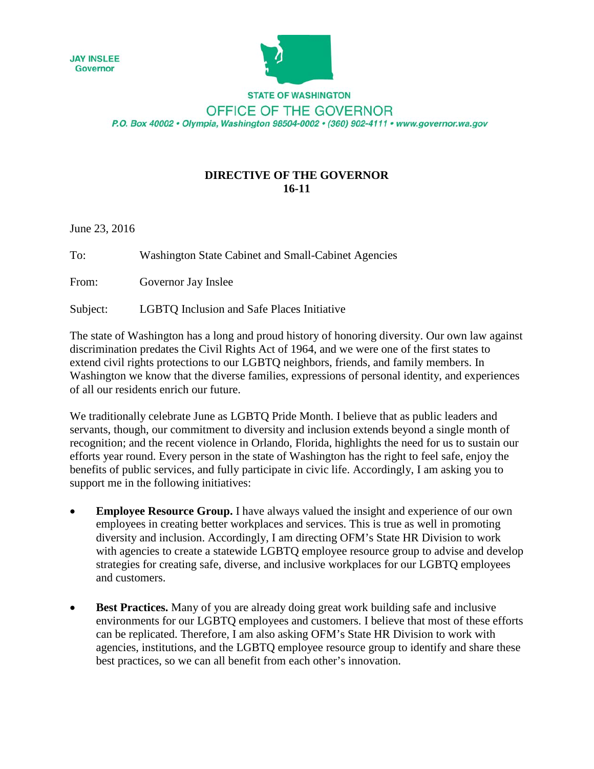JAY INSLEE
Governor

STATE OF WASHINGTON

OFFICE OF THE GOVERNOR

*P.O. Box 40002 • Olympia, Washington 98504-0002 • (360) 902-4111 • www.governor.wa.gov*

# DIRECTIVE OF THE GOVERNOR
# 16-11

June 23, 2016

To: Washington State Cabinet and Small-Cabinet Agencies

From: Governor Jay Inslee

Subject: LGBTQ Inclusion and Safe Places Initiative

The state of Washington has a long and proud history of honoring diversity. Our own law against discrimination predates the Civil Rights Act of 1964, and we were one of the first states to extend civil rights protections to our LGBTQ neighbors, friends, and family members. In Washington we know that the diverse families, expressions of personal identity, and experiences of all our residents enrich our future.

We traditionally celebrate June as LGBTQ Pride Month. I believe that as public leaders and servants, though, our commitment to diversity and inclusion extends beyond a single month of recognition; and the recent violence in Orlando, Florida, highlights the need for us to sustain our efforts year round. Every person in the state of Washington has the right to feel safe, enjoy the benefits of public services, and fully participate in civic life. Accordingly, I am asking you to support me in the following initiatives:

- **Employee Resource Group.** I have always valued the insight and experience of our own employees in creating better workplaces and services. This is true as well in promoting diversity and inclusion. Accordingly, I am directing OFM's State HR Division to work with agencies to create a statewide LGBTQ employee resource group to advise and develop strategies for creating safe, diverse, and inclusive workplaces for our LGBTQ employees and customers.

- **Best Practices.** Many of you are already doing great work building safe and inclusive environments for our LGBTQ employees and customers. I believe that most of these efforts can be replicated. Therefore, I am also asking OFM's State HR Division to work with agencies, institutions, and the LGBTQ employee resource group to identify and share these best practices, so we can all benefit from each other's innovation.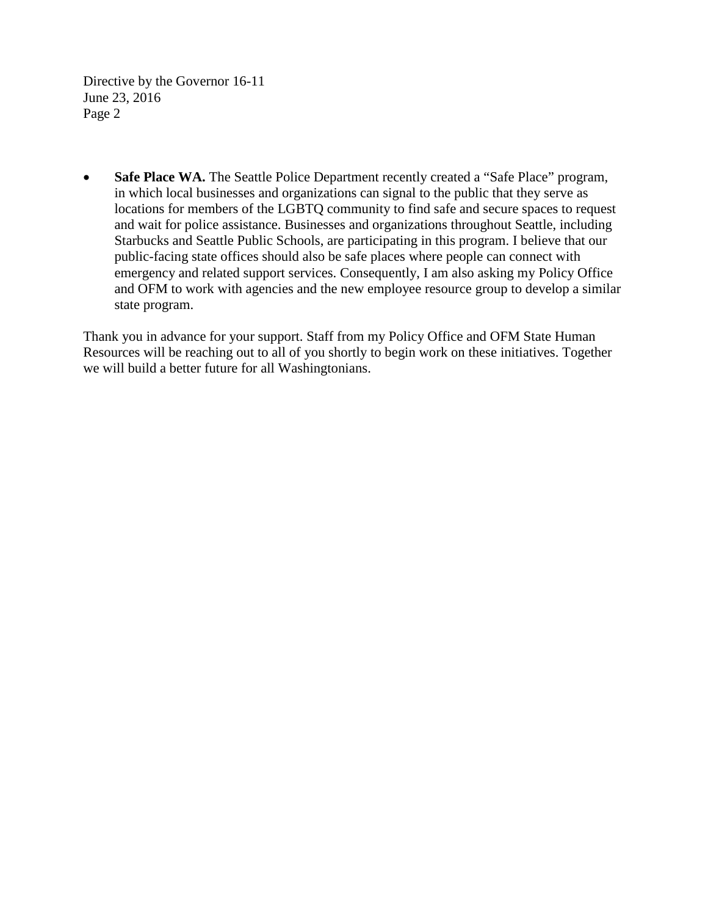- **Safe Place WA.** The Seattle Police Department recently created a "Safe Place" program, in which local businesses and organizations can signal to the public that they serve as locations for members of the LGBTQ community to find safe and secure spaces to request and wait for police assistance. Businesses and organizations throughout Seattle, including Starbucks and Seattle Public Schools, are participating in this program. I believe that our public-facing state offices should also be safe places where people can connect with emergency and related support services. Consequently, I am also asking my Policy Office and OFM to work with agencies and the new employee resource group to develop a similar state program.

Thank you in advance for your support. Staff from my Policy Office and OFM State Human Resources will be reaching out to all of you shortly to begin work on these initiatives. Together we will build a better future for all Washingtonians.